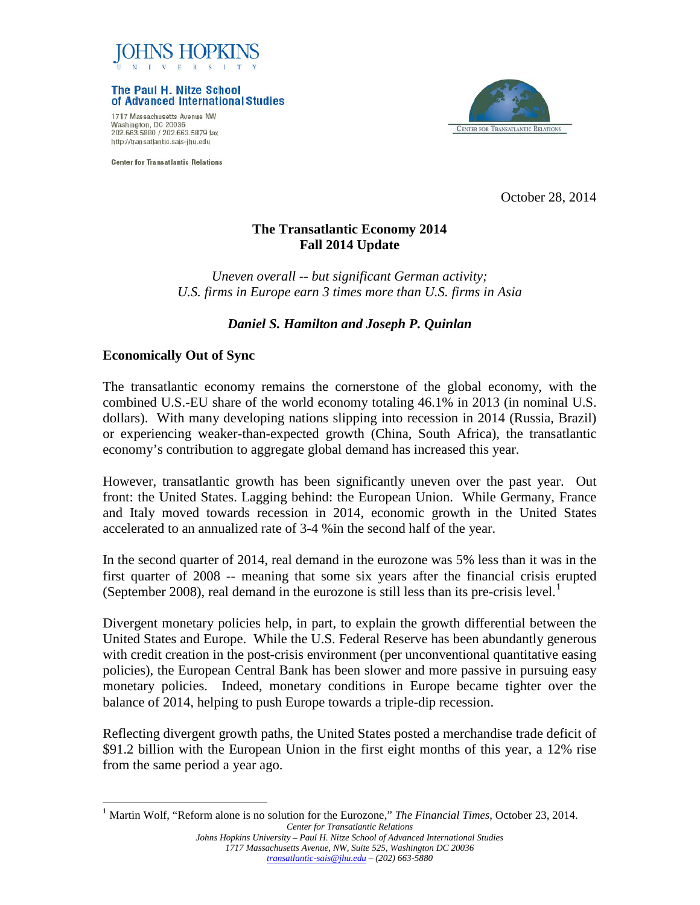JOHNS HOPKINS
UNIVERSITY

The Paul H. Nitze School of Advanced International Studies

1717 Massachusetts Avenue NW
Washington, DC 20036
202.663.5880 / 202.663.5879 fax
http://transatlantic.sais-jhu.edu

Center for Transatlantic Relations

October 28, 2014

# The Transatlantic Economy 2014
## Fall 2014 Update

*Uneven overall -- but significant German activity;*
*U.S. firms in Europe earn 3 times more than U.S. firms in Asia*

***Daniel S. Hamilton and Joseph P. Quinlan***

### Economically Out of Sync

The transatlantic economy remains the cornerstone of the global economy, with the combined U.S.-EU share of the world economy totaling 46.1% in 2013 (in nominal U.S. dollars). With many developing nations slipping into recession in 2014 (Russia, Brazil) or experiencing weaker-than-expected growth (China, South Africa), the transatlantic economy's contribution to aggregate global demand has increased this year.

However, transatlantic growth has been significantly uneven over the past year. Out front: the United States. Lagging behind: the European Union. While Germany, France and Italy moved towards recession in 2014, economic growth in the United States accelerated to an annualized rate of 3-4 %in the second half of the year.

In the second quarter of 2014, real demand in the eurozone was 5% less than it was in the first quarter of 2008 -- meaning that some six years after the financial crisis erupted (September 2008), real demand in the eurozone is still less than its pre-crisis level.[1]

Divergent monetary policies help, in part, to explain the growth differential between the United States and Europe. While the U.S. Federal Reserve has been abundantly generous with credit creation in the post-crisis environment (per unconventional quantitative easing policies), the European Central Bank has been slower and more passive in pursuing easy monetary policies. Indeed, monetary conditions in Europe became tighter over the balance of 2014, helping to push Europe towards a triple-dip recession.

Reflecting divergent growth paths, the United States posted a merchandise trade deficit of $91.2 billion with the European Union in the first eight months of this year, a 12% rise from the same period a year ago.

[1] Martin Wolf, "Reform alone is no solution for the Eurozone," *The Financial Times*, October 23, 2014.

*Center for Transatlantic Relations*
*Johns Hopkins University – Paul H. Nitze School of Advanced International Studies*
*1717 Massachusetts Avenue, NW, Suite 525, Washington DC 20036*
*transatlantic-sais@jhu.edu – (202) 663-5880*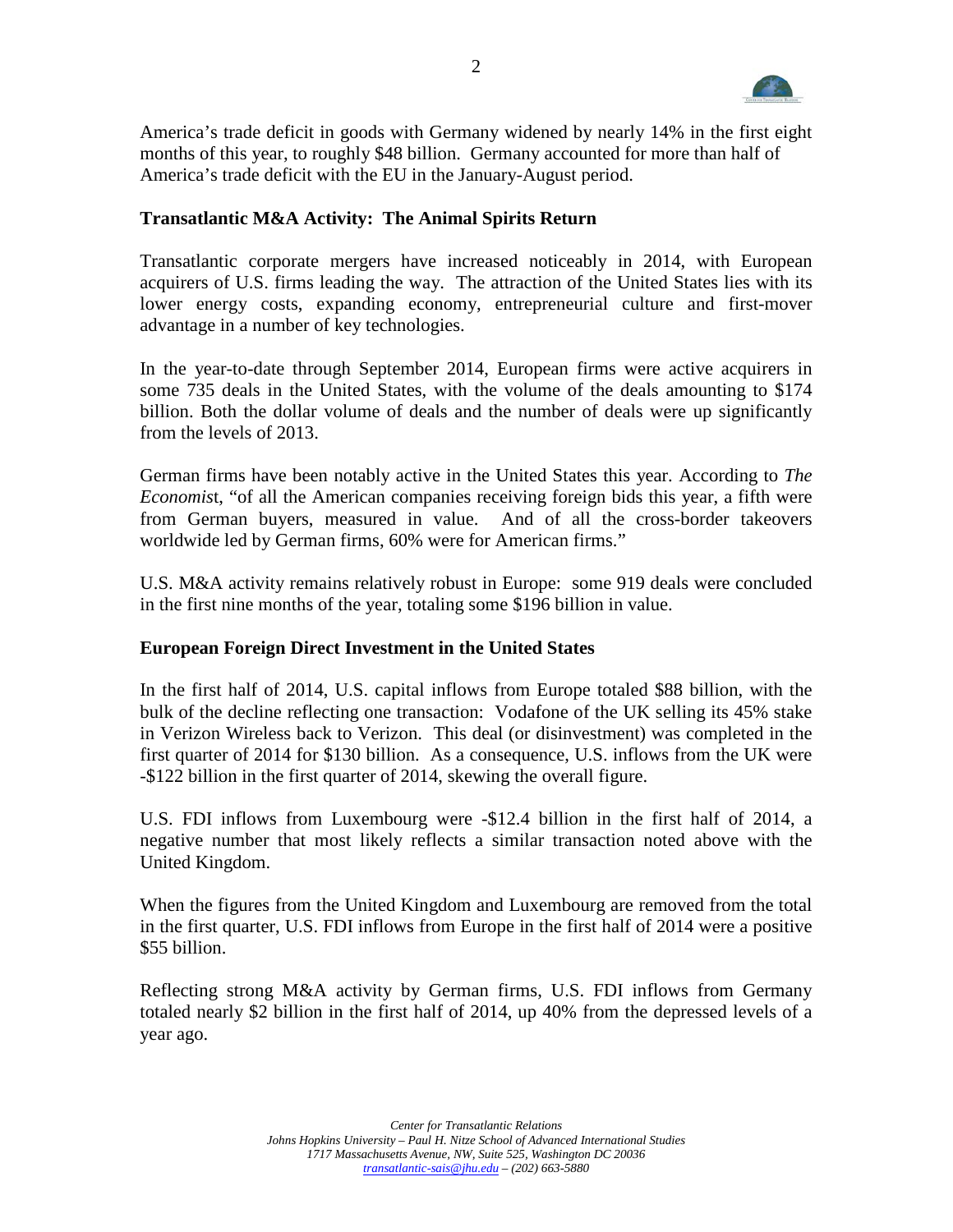America's trade deficit in goods with Germany widened by nearly 14% in the first eight months of this year, to roughly $48 billion. Germany accounted for more than half of America's trade deficit with the EU in the January-August period.

**Transatlantic M&A Activity: The Animal Spirits Return**

Transatlantic corporate mergers have increased noticeably in 2014, with European acquirers of U.S. firms leading the way. The attraction of the United States lies with its lower energy costs, expanding economy, entrepreneurial culture and first-mover advantage in a number of key technologies.

In the year-to-date through September 2014, European firms were active acquirers in some 735 deals in the United States, with the volume of the deals amounting to $174 billion. Both the dollar volume of deals and the number of deals were up significantly from the levels of 2013.

German firms have been notably active in the United States this year. According to *The Economist*, "of all the American companies receiving foreign bids this year, a fifth were from German buyers, measured in value. And of all the cross-border takeovers worldwide led by German firms, 60% were for American firms."

U.S. M&A activity remains relatively robust in Europe: some 919 deals were concluded in the first nine months of the year, totaling some $196 billion in value.

**European Foreign Direct Investment in the United States**

In the first half of 2014, U.S. capital inflows from Europe totaled $88 billion, with the bulk of the decline reflecting one transaction: Vodafone of the UK selling its 45% stake in Verizon Wireless back to Verizon. This deal (or disinvestment) was completed in the first quarter of 2014 for $130 billion. As a consequence, U.S. inflows from the UK were -$122 billion in the first quarter of 2014, skewing the overall figure.

U.S. FDI inflows from Luxembourg were -$12.4 billion in the first half of 2014, a negative number that most likely reflects a similar transaction noted above with the United Kingdom.

When the figures from the United Kingdom and Luxembourg are removed from the total in the first quarter, U.S. FDI inflows from Europe in the first half of 2014 were a positive $55 billion.

Reflecting strong M&A activity by German firms, U.S. FDI inflows from Germany totaled nearly $2 billion in the first half of 2014, up 40% from the depressed levels of a year ago.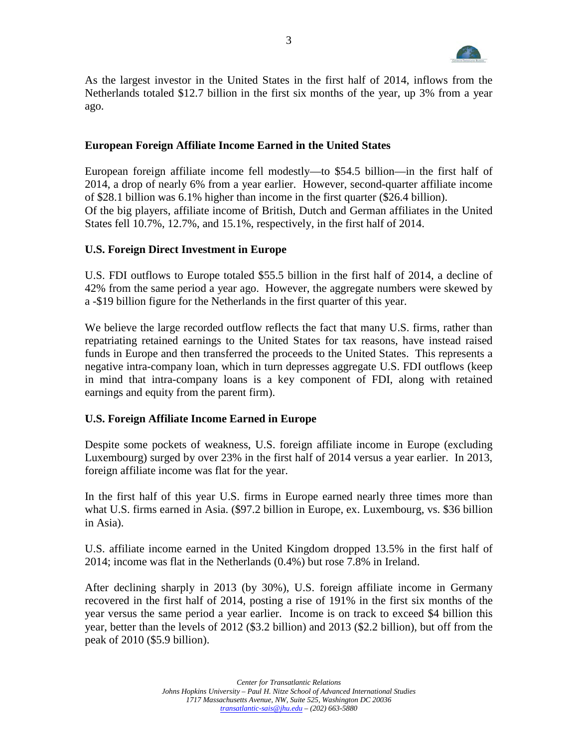As the largest investor in the United States in the first half of 2014, inflows from the Netherlands totaled $12.7 billion in the first six months of the year, up 3% from a year ago.

## European Foreign Affiliate Income Earned in the United States

European foreign affiliate income fell modestly—to $54.5 billion—in the first half of 2014, a drop of nearly 6% from a year earlier. However, second-quarter affiliate income of $28.1 billion was 6.1% higher than income in the first quarter ($26.4 billion). Of the big players, affiliate income of British, Dutch and German affiliates in the United States fell 10.7%, 12.7%, and 15.1%, respectively, in the first half of 2014.

## U.S. Foreign Direct Investment in Europe

U.S. FDI outflows to Europe totaled $55.5 billion in the first half of 2014, a decline of 42% from the same period a year ago. However, the aggregate numbers were skewed by a -$19 billion figure for the Netherlands in the first quarter of this year.

We believe the large recorded outflow reflects the fact that many U.S. firms, rather than repatriating retained earnings to the United States for tax reasons, have instead raised funds in Europe and then transferred the proceeds to the United States. This represents a negative intra-company loan, which in turn depresses aggregate U.S. FDI outflows (keep in mind that intra-company loans is a key component of FDI, along with retained earnings and equity from the parent firm).

## U.S. Foreign Affiliate Income Earned in Europe

Despite some pockets of weakness, U.S. foreign affiliate income in Europe (excluding Luxembourg) surged by over 23% in the first half of 2014 versus a year earlier. In 2013, foreign affiliate income was flat for the year.

In the first half of this year U.S. firms in Europe earned nearly three times more than what U.S. firms earned in Asia. ($97.2 billion in Europe, ex. Luxembourg, vs. $36 billion in Asia).

U.S. affiliate income earned in the United Kingdom dropped 13.5% in the first half of 2014; income was flat in the Netherlands (0.4%) but rose 7.8% in Ireland.

After declining sharply in 2013 (by 30%), U.S. foreign affiliate income in Germany recovered in the first half of 2014, posting a rise of 191% in the first six months of the year versus the same period a year earlier. Income is on track to exceed $4 billion this year, better than the levels of 2012 ($3.2 billion) and 2013 ($2.2 billion), but off from the peak of 2010 ($5.9 billion).

*Center for Transatlantic Relations*
*Johns Hopkins University – Paul H. Nitze School of Advanced International Studies*
*1717 Massachusetts Avenue, NW, Suite 525, Washington DC 20036*
*transatlantic-sais@jhu.edu – (202) 663-5880*